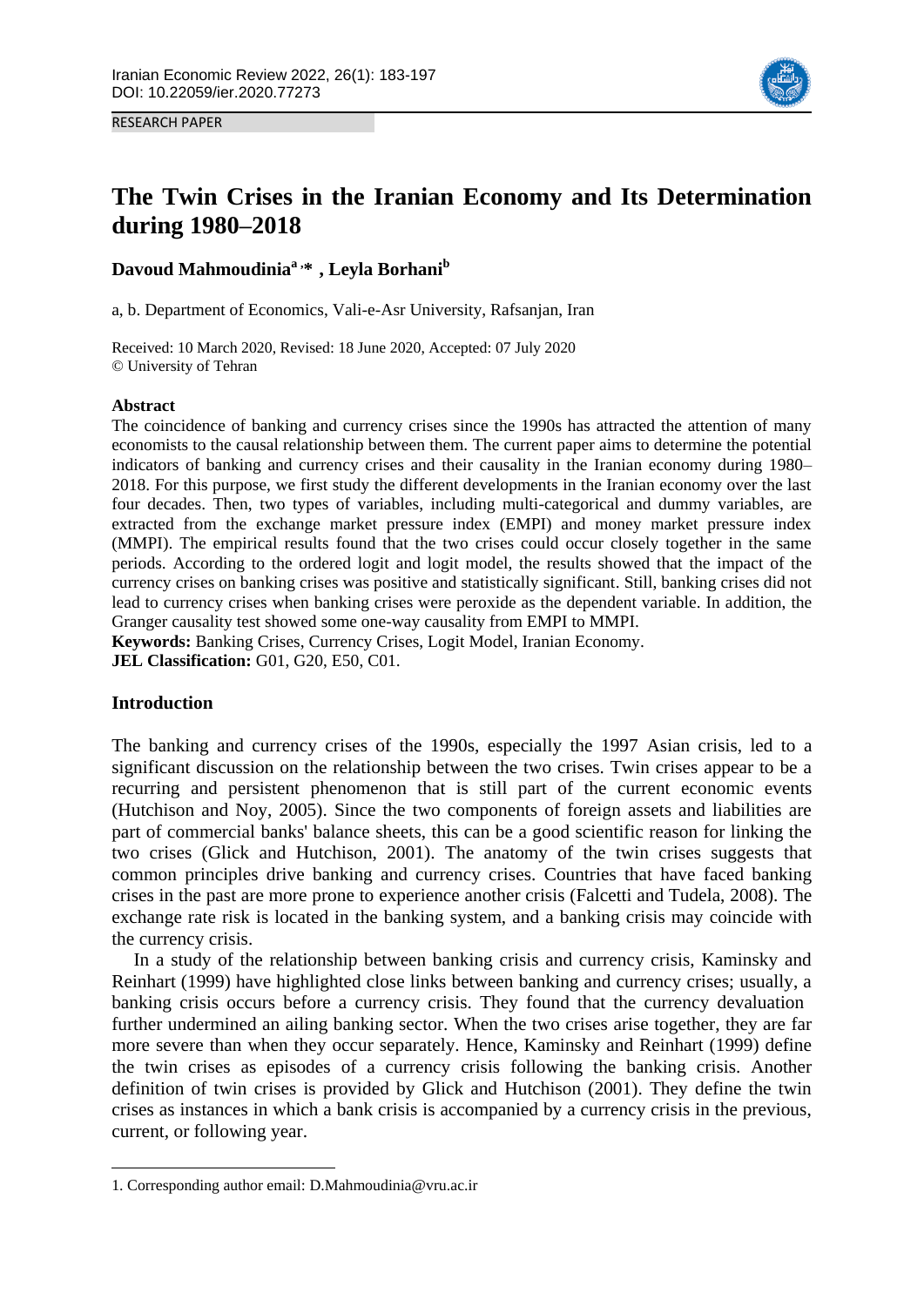RESEARCH PAPER

# The Twin Crises in the Iranian Economy and Its Determination during 1980–2018

**Davoud Mahmoudinia[a,*] , Leyla Borhani[b]**

a, b. Department of Economics, Vali-e-Asr University, Rafsanjan, Iran

Received: 10 March 2020, Revised: 18 June 2020, Accepted: 07 July 2020
© University of Tehran

### Abstract

The coincidence of banking and currency crises since the 1990s has attracted the attention of many economists to the causal relationship between them. The current paper aims to determine the potential indicators of banking and currency crises and their causality in the Iranian economy during 1980–2018. For this purpose, we first study the different developments in the Iranian economy over the last four decades. Then, two types of variables, including multi-categorical and dummy variables, are extracted from the exchange market pressure index (EMPI) and money market pressure index (MMPI). The empirical results found that the two crises could occur closely together in the same periods. According to the ordered logit and logit model, the results showed that the impact of the currency crises on banking crises was positive and statistically significant. Still, banking crises did not lead to currency crises when banking crises were peroxide as the dependent variable. In addition, the Granger causality test showed some one-way causality from EMPI to MMPI.

**Keywords:** Banking Crises, Currency Crises, Logit Model, Iranian Economy.

**JEL Classification:** G01, G20, E50, C01.

## Introduction

The banking and currency crises of the 1990s, especially the 1997 Asian crisis, led to a significant discussion on the relationship between the two crises. Twin crises appear to be a recurring and persistent phenomenon that is still part of the current economic events (Hutchison and Noy, 2005). Since the two components of foreign assets and liabilities are part of commercial banks' balance sheets, this can be a good scientific reason for linking the two crises (Glick and Hutchison, 2001). The anatomy of the twin crises suggests that common principles drive banking and currency crises. Countries that have faced banking crises in the past are more prone to experience another crisis (Falcetti and Tudela, 2008). The exchange rate risk is located in the banking system, and a banking crisis may coincide with the currency crisis.

In a study of the relationship between banking crisis and currency crisis, Kaminsky and Reinhart (1999) have highlighted close links between banking and currency crises; usually, a banking crisis occurs before a currency crisis. They found that the currency devaluation further undermined an ailing banking sector. When the two crises arise together, they are far more severe than when they occur separately. Hence, Kaminsky and Reinhart (1999) define the twin crises as episodes of a currency crisis following the banking crisis. Another definition of twin crises is provided by Glick and Hutchison (2001). They define the twin crises as instances in which a bank crisis is accompanied by a currency crisis in the previous, current, or following year.

---

1. Corresponding author email: D.Mahmoudinia@vru.ac.ir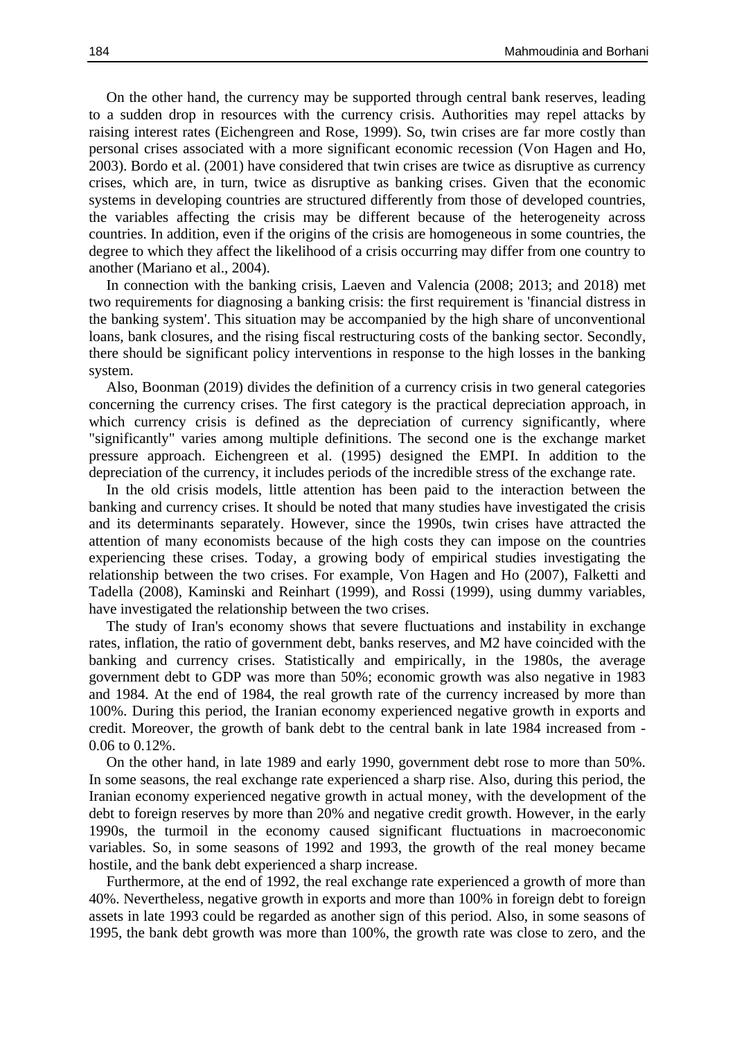On the other hand, the currency may be supported through central bank reserves, leading to a sudden drop in resources with the currency crisis. Authorities may repel attacks by raising interest rates (Eichengreen and Rose, 1999). So, twin crises are far more costly than personal crises associated with a more significant economic recession (Von Hagen and Ho, 2003). Bordo et al. (2001) have considered that twin crises are twice as disruptive as currency crises, which are, in turn, twice as disruptive as banking crises. Given that the economic systems in developing countries are structured differently from those of developed countries, the variables affecting the crisis may be different because of the heterogeneity across countries. In addition, even if the origins of the crisis are homogeneous in some countries, the degree to which they affect the likelihood of a crisis occurring may differ from one country to another (Mariano et al., 2004).

In connection with the banking crisis, Laeven and Valencia (2008; 2013; and 2018) met two requirements for diagnosing a banking crisis: the first requirement is 'financial distress in the banking system'. This situation may be accompanied by the high share of unconventional loans, bank closures, and the rising fiscal restructuring costs of the banking sector. Secondly, there should be significant policy interventions in response to the high losses in the banking system.

Also, Boonman (2019) divides the definition of a currency crisis in two general categories concerning the currency crises. The first category is the practical depreciation approach, in which currency crisis is defined as the depreciation of currency significantly, where "significantly" varies among multiple definitions. The second one is the exchange market pressure approach. Eichengreen et al. (1995) designed the EMPI. In addition to the depreciation of the currency, it includes periods of the incredible stress of the exchange rate.

In the old crisis models, little attention has been paid to the interaction between the banking and currency crises. It should be noted that many studies have investigated the crisis and its determinants separately. However, since the 1990s, twin crises have attracted the attention of many economists because of the high costs they can impose on the countries experiencing these crises. Today, a growing body of empirical studies investigating the relationship between the two crises. For example, Von Hagen and Ho (2007), Falketti and Tadella (2008), Kaminski and Reinhart (1999), and Rossi (1999), using dummy variables, have investigated the relationship between the two crises.

The study of Iran's economy shows that severe fluctuations and instability in exchange rates, inflation, the ratio of government debt, banks reserves, and M2 have coincided with the banking and currency crises. Statistically and empirically, in the 1980s, the average government debt to GDP was more than 50%; economic growth was also negative in 1983 and 1984. At the end of 1984, the real growth rate of the currency increased by more than 100%. During this period, the Iranian economy experienced negative growth in exports and credit. Moreover, the growth of bank debt to the central bank in late 1984 increased from -0.06 to 0.12%.

On the other hand, in late 1989 and early 1990, government debt rose to more than 50%. In some seasons, the real exchange rate experienced a sharp rise. Also, during this period, the Iranian economy experienced negative growth in actual money, with the development of the debt to foreign reserves by more than 20% and negative credit growth. However, in the early 1990s, the turmoil in the economy caused significant fluctuations in macroeconomic variables. So, in some seasons of 1992 and 1993, the growth of the real money became hostile, and the bank debt experienced a sharp increase.

Furthermore, at the end of 1992, the real exchange rate experienced a growth of more than 40%. Nevertheless, negative growth in exports and more than 100% in foreign debt to foreign assets in late 1993 could be regarded as another sign of this period. Also, in some seasons of 1995, the bank debt growth was more than 100%, the growth rate was close to zero, and the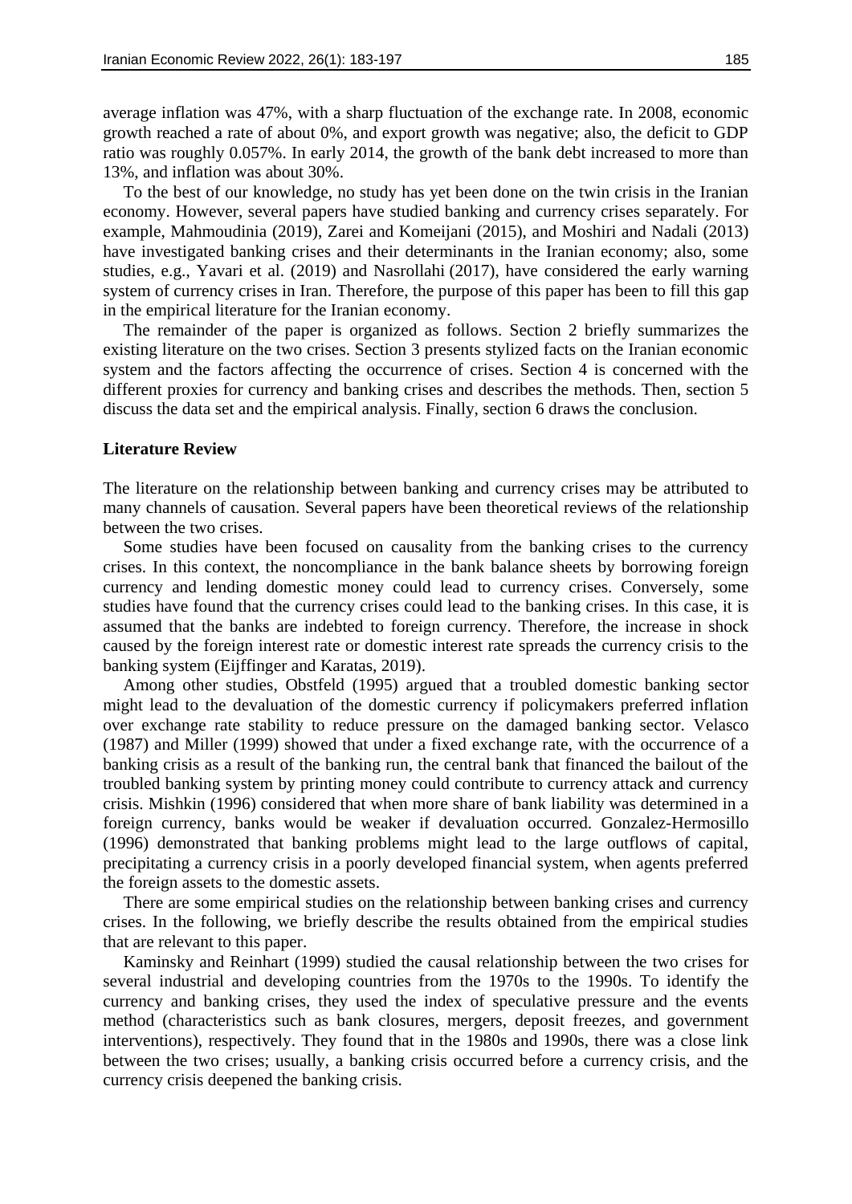average inflation was 47%, with a sharp fluctuation of the exchange rate. In 2008, economic growth reached a rate of about 0%, and export growth was negative; also, the deficit to GDP ratio was roughly 0.057%. In early 2014, the growth of the bank debt increased to more than 13%, and inflation was about 30%.

To the best of our knowledge, no study has yet been done on the twin crisis in the Iranian economy. However, several papers have studied banking and currency crises separately. For example, Mahmoudinia (2019), Zarei and Komeijani (2015), and Moshiri and Nadali (2013) have investigated banking crises and their determinants in the Iranian economy; also, some studies, e.g., Yavari et al. (2019) and Nasrollahi (2017), have considered the early warning system of currency crises in Iran. Therefore, the purpose of this paper has been to fill this gap in the empirical literature for the Iranian economy.

The remainder of the paper is organized as follows. Section 2 briefly summarizes the existing literature on the two crises. Section 3 presents stylized facts on the Iranian economic system and the factors affecting the occurrence of crises. Section 4 is concerned with the different proxies for currency and banking crises and describes the methods. Then, section 5 discuss the data set and the empirical analysis. Finally, section 6 draws the conclusion.

## Literature Review

The literature on the relationship between banking and currency crises may be attributed to many channels of causation. Several papers have been theoretical reviews of the relationship between the two crises.

Some studies have been focused on causality from the banking crises to the currency crises. In this context, the noncompliance in the bank balance sheets by borrowing foreign currency and lending domestic money could lead to currency crises. Conversely, some studies have found that the currency crises could lead to the banking crises. In this case, it is assumed that the banks are indebted to foreign currency. Therefore, the increase in shock caused by the foreign interest rate or domestic interest rate spreads the currency crisis to the banking system (Eijffinger and Karatas, 2019).

Among other studies, Obstfeld (1995) argued that a troubled domestic banking sector might lead to the devaluation of the domestic currency if policymakers preferred inflation over exchange rate stability to reduce pressure on the damaged banking sector. Velasco (1987) and Miller (1999) showed that under a fixed exchange rate, with the occurrence of a banking crisis as a result of the banking run, the central bank that financed the bailout of the troubled banking system by printing money could contribute to currency attack and currency crisis. Mishkin (1996) considered that when more share of bank liability was determined in a foreign currency, banks would be weaker if devaluation occurred. Gonzalez-Hermosillo (1996) demonstrated that banking problems might lead to the large outflows of capital, precipitating a currency crisis in a poorly developed financial system, when agents preferred the foreign assets to the domestic assets.

There are some empirical studies on the relationship between banking crises and currency crises. In the following, we briefly describe the results obtained from the empirical studies that are relevant to this paper.

Kaminsky and Reinhart (1999) studied the causal relationship between the two crises for several industrial and developing countries from the 1970s to the 1990s. To identify the currency and banking crises, they used the index of speculative pressure and the events method (characteristics such as bank closures, mergers, deposit freezes, and government interventions), respectively. They found that in the 1980s and 1990s, there was a close link between the two crises; usually, a banking crisis occurred before a currency crisis, and the currency crisis deepened the banking crisis.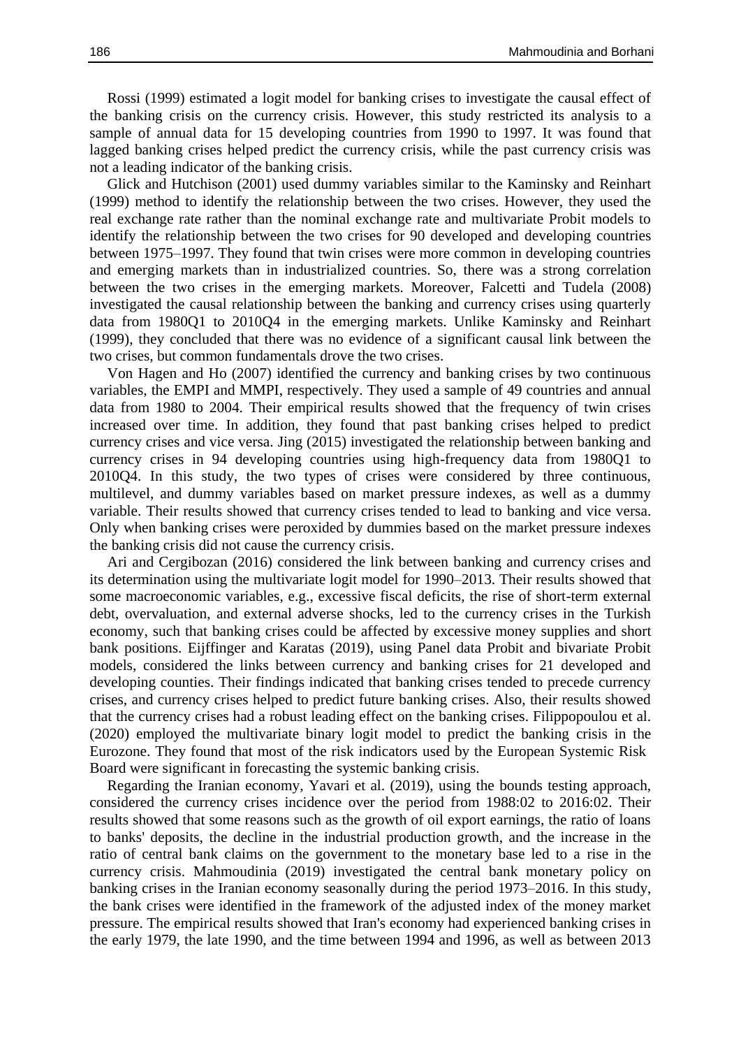Rossi (1999) estimated a logit model for banking crises to investigate the causal effect of the banking crisis on the currency crisis. However, this study restricted its analysis to a sample of annual data for 15 developing countries from 1990 to 1997. It was found that lagged banking crises helped predict the currency crisis, while the past currency crisis was not a leading indicator of the banking crisis.

Glick and Hutchison (2001) used dummy variables similar to the Kaminsky and Reinhart (1999) method to identify the relationship between the two crises. However, they used the real exchange rate rather than the nominal exchange rate and multivariate Probit models to identify the relationship between the two crises for 90 developed and developing countries between 1975–1997. They found that twin crises were more common in developing countries and emerging markets than in industrialized countries. So, there was a strong correlation between the two crises in the emerging markets. Moreover, Falcetti and Tudela (2008) investigated the causal relationship between the banking and currency crises using quarterly data from 1980Q1 to 2010Q4 in the emerging markets. Unlike Kaminsky and Reinhart (1999), they concluded that there was no evidence of a significant causal link between the two crises, but common fundamentals drove the two crises.

Von Hagen and Ho (2007) identified the currency and banking crises by two continuous variables, the EMPI and MMPI, respectively. They used a sample of 49 countries and annual data from 1980 to 2004. Their empirical results showed that the frequency of twin crises increased over time. In addition, they found that past banking crises helped to predict currency crises and vice versa. Jing (2015) investigated the relationship between banking and currency crises in 94 developing countries using high-frequency data from 1980Q1 to 2010Q4. In this study, the two types of crises were considered by three continuous, multilevel, and dummy variables based on market pressure indexes, as well as a dummy variable. Their results showed that currency crises tended to lead to banking and vice versa. Only when banking crises were peroxided by dummies based on the market pressure indexes the banking crisis did not cause the currency crisis.

Ari and Cergibozan (2016) considered the link between banking and currency crises and its determination using the multivariate logit model for 1990–2013. Their results showed that some macroeconomic variables, e.g., excessive fiscal deficits, the rise of short-term external debt, overvaluation, and external adverse shocks, led to the currency crises in the Turkish economy, such that banking crises could be affected by excessive money supplies and short bank positions. Eijffinger and Karatas (2019), using Panel data Probit and bivariate Probit models, considered the links between currency and banking crises for 21 developed and developing counties. Their findings indicated that banking crises tended to precede currency crises, and currency crises helped to predict future banking crises. Also, their results showed that the currency crises had a robust leading effect on the banking crises. Filippopoulou et al. (2020) employed the multivariate binary logit model to predict the banking crisis in the Eurozone. They found that most of the risk indicators used by the European Systemic Risk Board were significant in forecasting the systemic banking crisis.

Regarding the Iranian economy, Yavari et al. (2019), using the bounds testing approach, considered the currency crises incidence over the period from 1988:02 to 2016:02. Their results showed that some reasons such as the growth of oil export earnings, the ratio of loans to banks' deposits, the decline in the industrial production growth, and the increase in the ratio of central bank claims on the government to the monetary base led to a rise in the currency crisis. Mahmoudinia (2019) investigated the central bank monetary policy on banking crises in the Iranian economy seasonally during the period 1973–2016. In this study, the bank crises were identified in the framework of the adjusted index of the money market pressure. The empirical results showed that Iran's economy had experienced banking crises in the early 1979, the late 1990, and the time between 1994 and 1996, as well as between 2013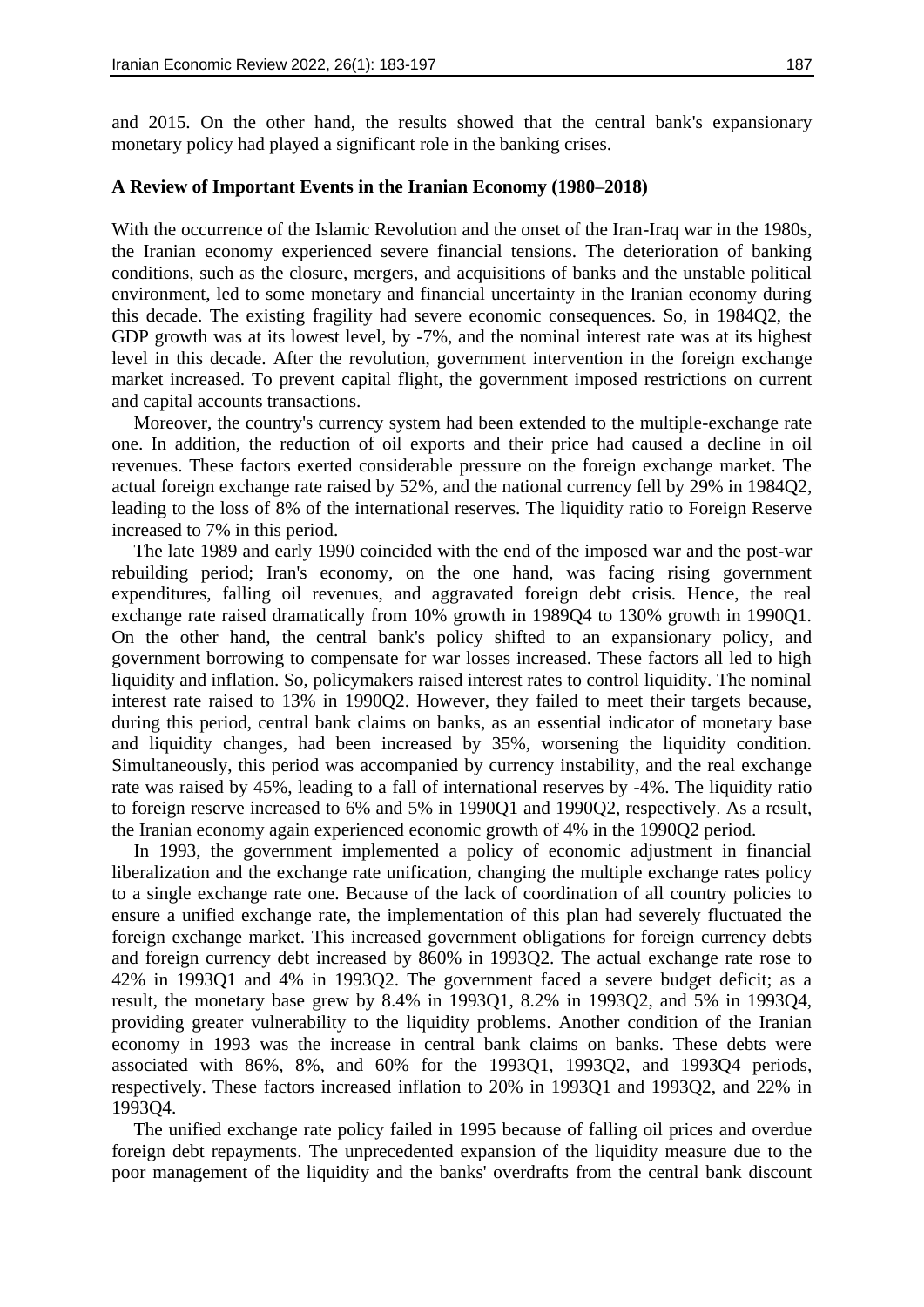and 2015. On the other hand, the results showed that the central bank's expansionary monetary policy had played a significant role in the banking crises.

### A Review of Important Events in the Iranian Economy (1980–2018)

With the occurrence of the Islamic Revolution and the onset of the Iran-Iraq war in the 1980s, the Iranian economy experienced severe financial tensions. The deterioration of banking conditions, such as the closure, mergers, and acquisitions of banks and the unstable political environment, led to some monetary and financial uncertainty in the Iranian economy during this decade. The existing fragility had severe economic consequences. So, in 1984Q2, the GDP growth was at its lowest level, by -7%, and the nominal interest rate was at its highest level in this decade. After the revolution, government intervention in the foreign exchange market increased. To prevent capital flight, the government imposed restrictions on current and capital accounts transactions.

Moreover, the country's currency system had been extended to the multiple-exchange rate one. In addition, the reduction of oil exports and their price had caused a decline in oil revenues. These factors exerted considerable pressure on the foreign exchange market. The actual foreign exchange rate raised by 52%, and the national currency fell by 29% in 1984Q2, leading to the loss of 8% of the international reserves. The liquidity ratio to Foreign Reserve increased to 7% in this period.

The late 1989 and early 1990 coincided with the end of the imposed war and the post-war rebuilding period; Iran's economy, on the one hand, was facing rising government expenditures, falling oil revenues, and aggravated foreign debt crisis. Hence, the real exchange rate raised dramatically from 10% growth in 1989Q4 to 130% growth in 1990Q1. On the other hand, the central bank's policy shifted to an expansionary policy, and government borrowing to compensate for war losses increased. These factors all led to high liquidity and inflation. So, policymakers raised interest rates to control liquidity. The nominal interest rate raised to 13% in 1990Q2. However, they failed to meet their targets because, during this period, central bank claims on banks, as an essential indicator of monetary base and liquidity changes, had been increased by 35%, worsening the liquidity condition. Simultaneously, this period was accompanied by currency instability, and the real exchange rate was raised by 45%, leading to a fall of international reserves by -4%. The liquidity ratio to foreign reserve increased to 6% and 5% in 1990Q1 and 1990Q2, respectively. As a result, the Iranian economy again experienced economic growth of 4% in the 1990Q2 period.

In 1993, the government implemented a policy of economic adjustment in financial liberalization and the exchange rate unification, changing the multiple exchange rates policy to a single exchange rate one. Because of the lack of coordination of all country policies to ensure a unified exchange rate, the implementation of this plan had severely fluctuated the foreign exchange market. This increased government obligations for foreign currency debts and foreign currency debt increased by 860% in 1993Q2. The actual exchange rate rose to 42% in 1993Q1 and 4% in 1993Q2. The government faced a severe budget deficit; as a result, the monetary base grew by 8.4% in 1993Q1, 8.2% in 1993Q2, and 5% in 1993Q4, providing greater vulnerability to the liquidity problems. Another condition of the Iranian economy in 1993 was the increase in central bank claims on banks. These debts were associated with 86%, 8%, and 60% for the 1993Q1, 1993Q2, and 1993Q4 periods, respectively. These factors increased inflation to 20% in 1993Q1 and 1993Q2, and 22% in 1993Q4.

The unified exchange rate policy failed in 1995 because of falling oil prices and overdue foreign debt repayments. The unprecedented expansion of the liquidity measure due to the poor management of the liquidity and the banks' overdrafts from the central bank discount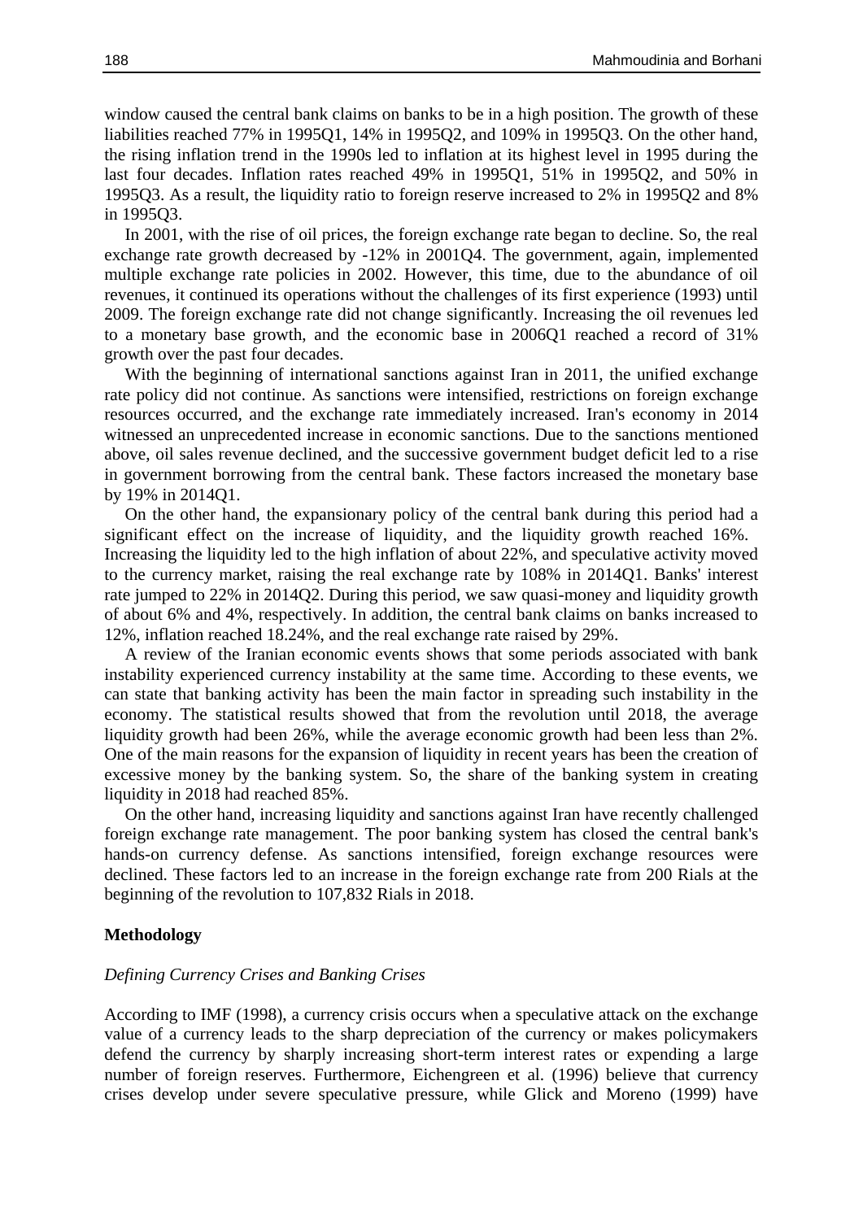window caused the central bank claims on banks to be in a high position. The growth of these liabilities reached 77% in 1995Q1, 14% in 1995Q2, and 109% in 1995Q3. On the other hand, the rising inflation trend in the 1990s led to inflation at its highest level in 1995 during the last four decades. Inflation rates reached 49% in 1995Q1, 51% in 1995Q2, and 50% in 1995Q3. As a result, the liquidity ratio to foreign reserve increased to 2% in 1995Q2 and 8% in 1995Q3.

In 2001, with the rise of oil prices, the foreign exchange rate began to decline. So, the real exchange rate growth decreased by -12% in 2001Q4. The government, again, implemented multiple exchange rate policies in 2002. However, this time, due to the abundance of oil revenues, it continued its operations without the challenges of its first experience (1993) until 2009. The foreign exchange rate did not change significantly. Increasing the oil revenues led to a monetary base growth, and the economic base in 2006Q1 reached a record of 31% growth over the past four decades.

With the beginning of international sanctions against Iran in 2011, the unified exchange rate policy did not continue. As sanctions were intensified, restrictions on foreign exchange resources occurred, and the exchange rate immediately increased. Iran's economy in 2014 witnessed an unprecedented increase in economic sanctions. Due to the sanctions mentioned above, oil sales revenue declined, and the successive government budget deficit led to a rise in government borrowing from the central bank. These factors increased the monetary base by 19% in 2014Q1.

On the other hand, the expansionary policy of the central bank during this period had a significant effect on the increase of liquidity, and the liquidity growth reached 16%. Increasing the liquidity led to the high inflation of about 22%, and speculative activity moved to the currency market, raising the real exchange rate by 108% in 2014Q1. Banks' interest rate jumped to 22% in 2014Q2. During this period, we saw quasi-money and liquidity growth of about 6% and 4%, respectively. In addition, the central bank claims on banks increased to 12%, inflation reached 18.24%, and the real exchange rate raised by 29%.

A review of the Iranian economic events shows that some periods associated with bank instability experienced currency instability at the same time. According to these events, we can state that banking activity has been the main factor in spreading such instability in the economy. The statistical results showed that from the revolution until 2018, the average liquidity growth had been 26%, while the average economic growth had been less than 2%. One of the main reasons for the expansion of liquidity in recent years has been the creation of excessive money by the banking system. So, the share of the banking system in creating liquidity in 2018 had reached 85%.

On the other hand, increasing liquidity and sanctions against Iran have recently challenged foreign exchange rate management. The poor banking system has closed the central bank's hands-on currency defense. As sanctions intensified, foreign exchange resources were declined. These factors led to an increase in the foreign exchange rate from 200 Rials at the beginning of the revolution to 107,832 Rials in 2018.

## Methodology

### *Defining Currency Crises and Banking Crises*

According to IMF (1998), a currency crisis occurs when a speculative attack on the exchange value of a currency leads to the sharp depreciation of the currency or makes policymakers defend the currency by sharply increasing short-term interest rates or expending a large number of foreign reserves. Furthermore, Eichengreen et al. (1996) believe that currency crises develop under severe speculative pressure, while Glick and Moreno (1999) have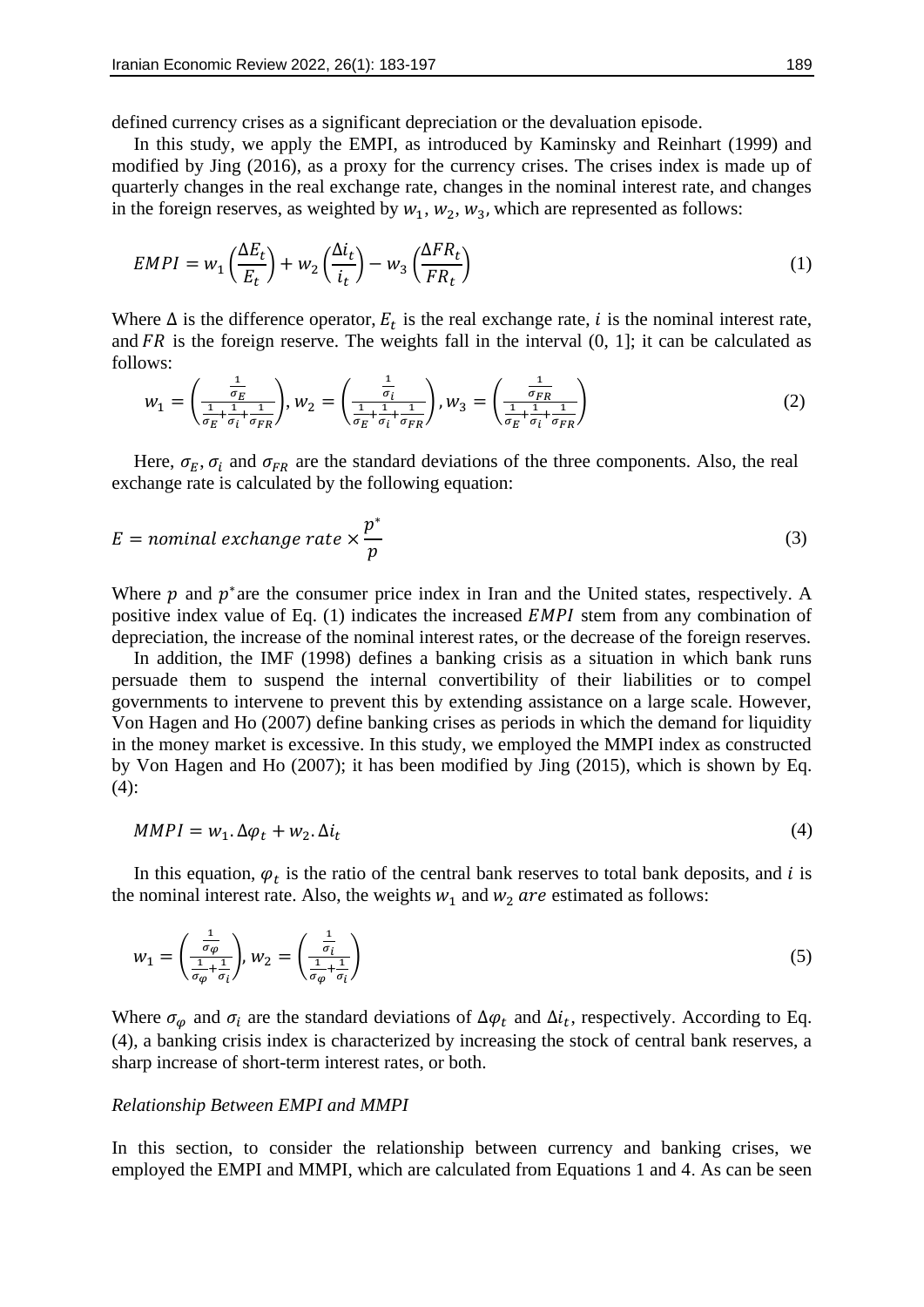defined currency crises as a significant depreciation or the devaluation episode.

In this study, we apply the EMPI, as introduced by Kaminsky and Reinhart (1999) and modified by Jing (2016), as a proxy for the currency crises. The crises index is made up of quarterly changes in the real exchange rate, changes in the nominal interest rate, and changes in the foreign reserves, as weighted by $w_1$, $w_2$, $w_3$, which are represented as follows:

$$EMPI = w_1\left(\frac{\Delta E_t}{E_t}\right) + w_2\left(\frac{\Delta i_t}{i_t}\right) - w_3\left(\frac{\Delta FR_t}{FR_t}\right) \tag{1}$$

Where $\Delta$ is the difference operator, $E_t$ is the real exchange rate, $i$ is the nominal interest rate, and $FR$ is the foreign reserve. The weights fall in the interval (0, 1]; it can be calculated as follows:

$$w_1 = \left(\frac{\frac{1}{\sigma_E}}{\frac{1}{\sigma_E}+\frac{1}{\sigma_i}+\frac{1}{\sigma_{FR}}}\right), w_2 = \left(\frac{\frac{1}{\sigma_i}}{\frac{1}{\sigma_E}+\frac{1}{\sigma_i}+\frac{1}{\sigma_{FR}}}\right), w_3 = \left(\frac{\frac{1}{\sigma_{FR}}}{\frac{1}{\sigma_E}+\frac{1}{\sigma_i}+\frac{1}{\sigma_{FR}}}\right) \tag{2}$$

Here, $\sigma_E$, $\sigma_i$ and $\sigma_{FR}$ are the standard deviations of the three components. Also, the real exchange rate is calculated by the following equation:

$$E = nominal\ exchange\ rate \times \frac{p^*}{p} \tag{3}$$

Where $p$ and $p^*$ are the consumer price index in Iran and the United states, respectively. A positive index value of Eq. (1) indicates the increased $EMPI$ stem from any combination of depreciation, the increase of the nominal interest rates, or the decrease of the foreign reserves.

In addition, the IMF (1998) defines a banking crisis as a situation in which bank runs persuade them to suspend the internal convertibility of their liabilities or to compel governments to intervene to prevent this by extending assistance on a large scale. However, Von Hagen and Ho (2007) define banking crises as periods in which the demand for liquidity in the money market is excessive. In this study, we employed the MMPI index as constructed by Von Hagen and Ho (2007); it has been modified by Jing (2015), which is shown by Eq. (4):

$$MMPI = w_1.\Delta\varphi_t + w_2.\Delta i_t \tag{4}$$

In this equation, $\varphi_t$ is the ratio of the central bank reserves to total bank deposits, and $i$ is the nominal interest rate. Also, the weights $w_1$ and $w_2$ $are$ estimated as follows:

$$w_1 = \left(\frac{\frac{1}{\sigma_\varphi}}{\frac{1}{\sigma_\varphi}+\frac{1}{\sigma_i}}\right), w_2 = \left(\frac{\frac{1}{\sigma_i}}{\frac{1}{\sigma_\varphi}+\frac{1}{\sigma_i}}\right) \tag{5}$$

Where $\sigma_\varphi$ and $\sigma_i$ are the standard deviations of $\Delta\varphi_t$ and $\Delta i_t$, respectively. According to Eq. (4), a banking crisis index is characterized by increasing the stock of central bank reserves, a sharp increase of short-term interest rates, or both.

*Relationship Between EMPI and MMPI*

In this section, to consider the relationship between currency and banking crises, we employed the EMPI and MMPI, which are calculated from Equations 1 and 4. As can be seen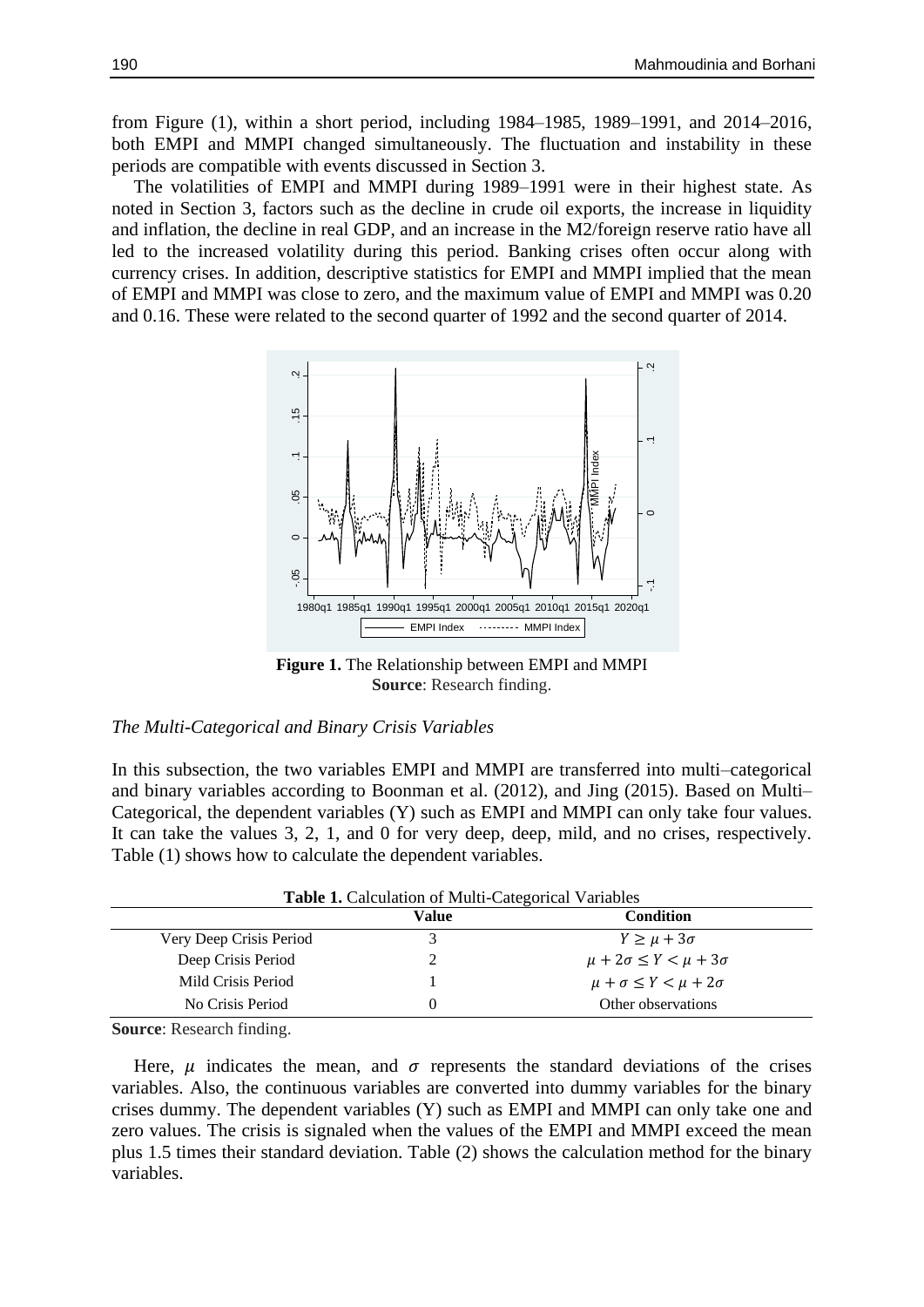from Figure (1), within a short period, including 1984–1985, 1989–1991, and 2014–2016, both EMPI and MMPI changed simultaneously. The fluctuation and instability in these periods are compatible with events discussed in Section 3.

The volatilities of EMPI and MMPI during 1989–1991 were in their highest state. As noted in Section 3, factors such as the decline in crude oil exports, the increase in liquidity and inflation, the decline in real GDP, and an increase in the M2/foreign reserve ratio have all led to the increased volatility during this period. Banking crises often occur along with currency crises. In addition, descriptive statistics for EMPI and MMPI implied that the mean of EMPI and MMPI was close to zero, and the maximum value of EMPI and MMPI was 0.20 and 0.16. These were related to the second quarter of 1992 and the second quarter of 2014.

**Figure 1.** The Relationship between EMPI and MMPI
**Source**: Research finding.

*The Multi-Categorical and Binary Crisis Variables*

In this subsection, the two variables EMPI and MMPI are transferred into multi–categorical and binary variables according to Boonman et al. (2012), and Jing (2015). Based on Multi–Categorical, the dependent variables (Y) such as EMPI and MMPI can only take four values. It can take the values 3, 2, 1, and 0 for very deep, deep, mild, and no crises, respectively. Table (1) shows how to calculate the dependent variables.

**Table 1.** Calculation of Multi-Categorical Variables

| | Value | Condition |
|---|---|---|
| Very Deep Crisis Period | 3 | $Y \geq \mu + 3\sigma$ |
| Deep Crisis Period | 2 | $\mu + 2\sigma \leq Y < \mu + 3\sigma$ |
| Mild Crisis Period | 1 | $\mu + \sigma \leq Y < \mu + 2\sigma$ |
| No Crisis Period | 0 | Other observations |

**Source**: Research finding.

Here, $\mu$ indicates the mean, and $\sigma$ represents the standard deviations of the crises variables. Also, the continuous variables are converted into dummy variables for the binary crises dummy. The dependent variables (Y) such as EMPI and MMPI can only take one and zero values. The crisis is signaled when the values of the EMPI and MMPI exceed the mean plus 1.5 times their standard deviation. Table (2) shows the calculation method for the binary variables.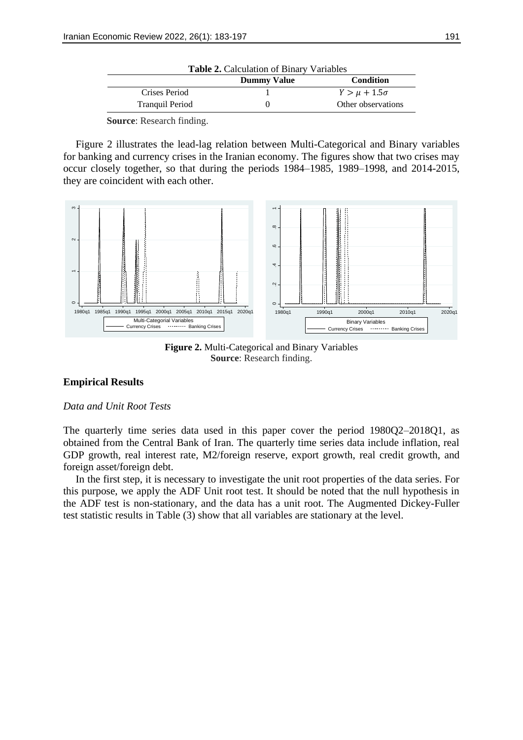**Table 2.** Calculation of Binary Variables

|  | Dummy Value | Condition |
|---|---|---|
| Crises Period | 1 | $Y > \mu + 1.5\sigma$ |
| Tranquil Period | 0 | Other observations |

**Source**: Research finding.

Figure 2 illustrates the lead-lag relation between Multi-Categorical and Binary variables for banking and currency crises in the Iranian economy. The figures show that two crises may occur closely together, so that during the periods 1984–1985, 1989–1998, and 2014-2015, they are coincident with each other.

**Figure 2.** Multi-Categorical and Binary Variables
**Source**: Research finding.

## Empirical Results

### *Data and Unit Root Tests*

The quarterly time series data used in this paper cover the period 1980Q2–2018Q1, as obtained from the Central Bank of Iran. The quarterly time series data include inflation, real GDP growth, real interest rate, M2/foreign reserve, export growth, real credit growth, and foreign asset/foreign debt.

In the first step, it is necessary to investigate the unit root properties of the data series. For this purpose, we apply the ADF Unit root test. It should be noted that the null hypothesis in the ADF test is non-stationary, and the data has a unit root. The Augmented Dickey-Fuller test statistic results in Table (3) show that all variables are stationary at the level.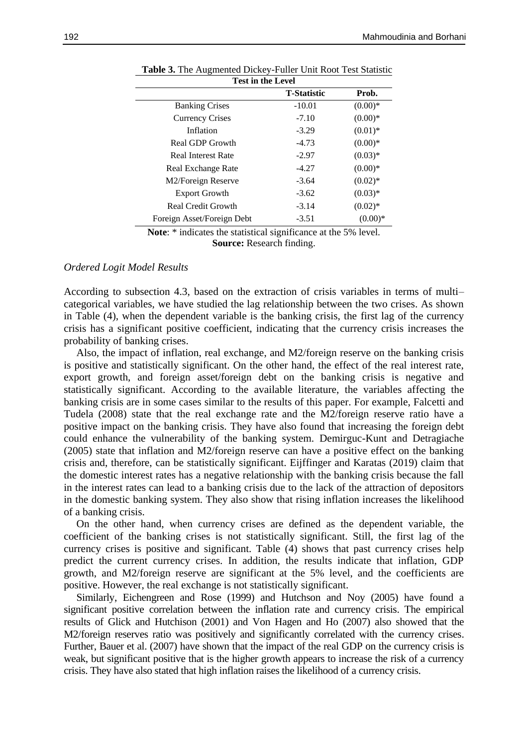**Table 3.** The Augmented Dickey-Fuller Unit Root Test Statistic

| Test in the Level | | |
|---|---|---|
| | **T-Statistic** | **Prob.** |
| Banking Crises | -10.01 | (0.00)* |
| Currency Crises | -7.10 | (0.00)* |
| Inflation | -3.29 | (0.01)* |
| Real GDP Growth | -4.73 | (0.00)* |
| Real Interest Rate | -2.97 | (0.03)* |
| Real Exchange Rate | -4.27 | (0.00)* |
| M2/Foreign Reserve | -3.64 | (0.02)* |
| Export Growth | -3.62 | (0.03)* |
| Real Credit Growth | -3.14 | (0.02)* |
| Foreign Asset/Foreign Debt | -3.51 | (0.00)* |

**Note**: * indicates the statistical significance at the 5% level.
**Source:** Research finding.

*Ordered Logit Model Results*

According to subsection 4.3, based on the extraction of crisis variables in terms of multi–categorical variables, we have studied the lag relationship between the two crises. As shown in Table (4), when the dependent variable is the banking crisis, the first lag of the currency crisis has a significant positive coefficient, indicating that the currency crisis increases the probability of banking crises.

Also, the impact of inflation, real exchange, and M2/foreign reserve on the banking crisis is positive and statistically significant. On the other hand, the effect of the real interest rate, export growth, and foreign asset/foreign debt on the banking crisis is negative and statistically significant. According to the available literature, the variables affecting the banking crisis are in some cases similar to the results of this paper. For example, Falcetti and Tudela (2008) state that the real exchange rate and the M2/foreign reserve ratio have a positive impact on the banking crisis. They have also found that increasing the foreign debt could enhance the vulnerability of the banking system. Demirguc-Kunt and Detragiache (2005) state that inflation and M2/foreign reserve can have a positive effect on the banking crisis and, therefore, can be statistically significant. Eijffinger and Karatas (2019) claim that the domestic interest rates has a negative relationship with the banking crisis because the fall in the interest rates can lead to a banking crisis due to the lack of the attraction of depositors in the domestic banking system. They also show that rising inflation increases the likelihood of a banking crisis.

On the other hand, when currency crises are defined as the dependent variable, the coefficient of the banking crises is not statistically significant. Still, the first lag of the currency crises is positive and significant. Table (4) shows that past currency crises help predict the current currency crises. In addition, the results indicate that inflation, GDP growth, and M2/foreign reserve are significant at the 5% level, and the coefficients are positive. However, the real exchange is not statistically significant.

Similarly, Eichengreen and Rose (1999) and Hutchson and Noy (2005) have found a significant positive correlation between the inflation rate and currency crisis. The empirical results of Glick and Hutchison (2001) and Von Hagen and Ho (2007) also showed that the M2/foreign reserves ratio was positively and significantly correlated with the currency crises. Further, Bauer et al. (2007) have shown that the impact of the real GDP on the currency crisis is weak, but significant positive that is the higher growth appears to increase the risk of a currency crisis. They have also stated that high inflation raises the likelihood of a currency crisis.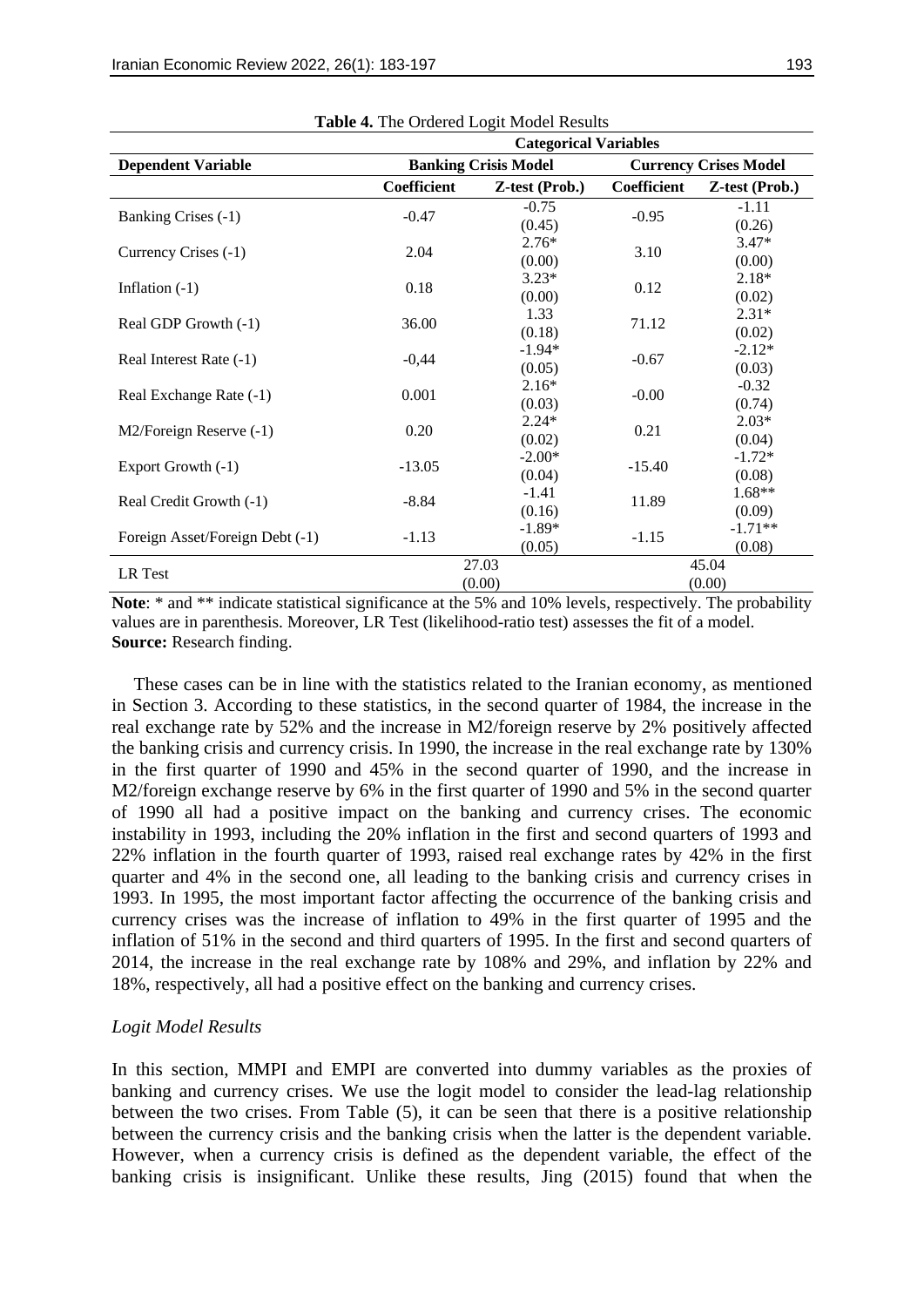**Table 4.** The Ordered Logit Model Results

| Dependent Variable | Categorical Variables | | | |
|---|---|---|---|---|
| | Banking Crisis Model | | Currency Crises Model | |
| | Coefficient | Z-test (Prob.) | Coefficient | Z-test (Prob.) |
| Banking Crises (-1) | -0.47 | -0.75 (0.45) | -0.95 | -1.11 (0.26) |
| Currency Crises (-1) | 2.04 | 2.76* (0.00) | 3.10 | 3.47* (0.00) |
| Inflation (-1) | 0.18 | 3.23* (0.00) | 0.12 | 2.18* (0.02) |
| Real GDP Growth (-1) | 36.00 | 1.33 (0.18) | 71.12 | 2.31* (0.02) |
| Real Interest Rate (-1) | -0,44 | -1.94* (0.05) | -0.67 | -2.12* (0.03) |
| Real Exchange Rate (-1) | 0.001 | 2.16* (0.03) | -0.00 | -0.32 (0.74) |
| M2/Foreign Reserve (-1) | 0.20 | 2.24* (0.02) | 0.21 | 2.03* (0.04) |
| Export Growth (-1) | -13.05 | -2.00* (0.04) | -15.40 | -1.72* (0.08) |
| Real Credit Growth (-1) | -8.84 | -1.41 (0.16) | 11.89 | 1.68** (0.09) |
| Foreign Asset/Foreign Debt (-1) | -1.13 | -1.89* (0.05) | -1.15 | -1.71** (0.08) |
| LR Test | 27.03 (0.00) | | 45.04 (0.00) | |

**Note**: * and ** indicate statistical significance at the 5% and 10% levels, respectively. The probability values are in parenthesis. Moreover, LR Test (likelihood-ratio test) assesses the fit of a model.
**Source:** Research finding.

These cases can be in line with the statistics related to the Iranian economy, as mentioned in Section 3. According to these statistics, in the second quarter of 1984, the increase in the real exchange rate by 52% and the increase in M2/foreign reserve by 2% positively affected the banking crisis and currency crisis. In 1990, the increase in the real exchange rate by 130% in the first quarter of 1990 and 45% in the second quarter of 1990, and the increase in M2/foreign exchange reserve by 6% in the first quarter of 1990 and 5% in the second quarter of 1990 all had a positive impact on the banking and currency crises. The economic instability in 1993, including the 20% inflation in the first and second quarters of 1993 and 22% inflation in the fourth quarter of 1993, raised real exchange rates by 42% in the first quarter and 4% in the second one, all leading to the banking crisis and currency crises in 1993. In 1995, the most important factor affecting the occurrence of the banking crisis and currency crises was the increase of inflation to 49% in the first quarter of 1995 and the inflation of 51% in the second and third quarters of 1995. In the first and second quarters of 2014, the increase in the real exchange rate by 108% and 29%, and inflation by 22% and 18%, respectively, all had a positive effect on the banking and currency crises.

*Logit Model Results*

In this section, MMPI and EMPI are converted into dummy variables as the proxies of banking and currency crises. We use the logit model to consider the lead-lag relationship between the two crises. From Table (5), it can be seen that there is a positive relationship between the currency crisis and the banking crisis when the latter is the dependent variable. However, when a currency crisis is defined as the dependent variable, the effect of the banking crisis is insignificant. Unlike these results, Jing (2015) found that when the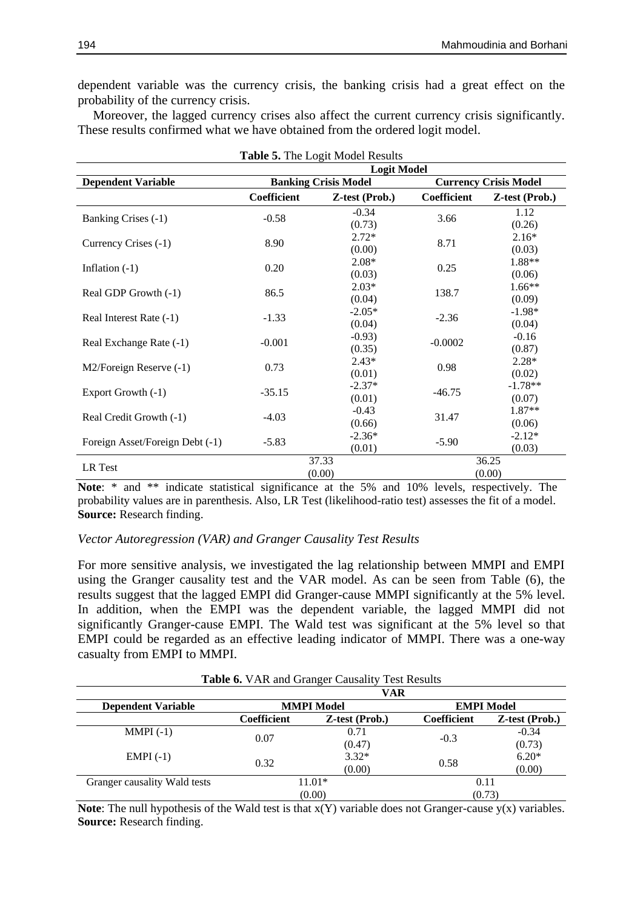dependent variable was the currency crisis, the banking crisis had a great effect on the probability of the currency crisis.

Moreover, the lagged currency crises also affect the current currency crisis significantly. These results confirmed what we have obtained from the ordered logit model.

**Table 5.** The Logit Model Results

| | Logit Model | | | |
|---|---|---|---|---|
| **Dependent Variable** | **Banking Crisis Model** | | **Currency Crisis Model** | |
| | **Coefficient** | **Z-test (Prob.)** | **Coefficient** | **Z-test (Prob.)** |
| Banking Crises (-1) | -0.58 | -0.34 (0.73) | 3.66 | 1.12 (0.26) |
| Currency Crises (-1) | 8.90 | 2.72* (0.00) | 8.71 | 2.16* (0.03) |
| Inflation (-1) | 0.20 | 2.08* (0.03) | 0.25 | 1.88** (0.06) |
| Real GDP Growth (-1) | 86.5 | 2.03* (0.04) | 138.7 | 1.66** (0.09) |
| Real Interest Rate (-1) | -1.33 | -2.05* (0.04) | -2.36 | -1.98* (0.04) |
| Real Exchange Rate (-1) | -0.001 | -0.93) (0.35) | -0.0002 | -0.16 (0.87) |
| M2/Foreign Reserve (-1) | 0.73 | 2.43* (0.01) | 0.98 | 2.28* (0.02) |
| Export Growth (-1) | -35.15 | -2.37* (0.01) | -46.75 | -1.78** (0.07) |
| Real Credit Growth (-1) | -4.03 | -0.43 (0.66) | 31.47 | 1.87** (0.06) |
| Foreign Asset/Foreign Debt (-1) | -5.83 | -2.36* (0.01) | -5.90 | -2.12* (0.03) |
| LR Test | 37.33 (0.00) | | 36.25 (0.00) | |

**Note**: * and ** indicate statistical significance at the 5% and 10% levels, respectively. The probability values are in parenthesis. Also, LR Test (likelihood-ratio test) assesses the fit of a model.
**Source:** Research finding.

*Vector Autoregression (VAR) and Granger Causality Test Results*

For more sensitive analysis, we investigated the lag relationship between MMPI and EMPI using the Granger causality test and the VAR model. As can be seen from Table (6), the results suggest that the lagged EMPI did Granger-cause MMPI significantly at the 5% level. In addition, when the EMPI was the dependent variable, the lagged MMPI did not significantly Granger-cause EMPI. The Wald test was significant at the 5% level so that EMPI could be regarded as an effective leading indicator of MMPI. There was a one-way casualty from EMPI to MMPI.

**Table 6.** VAR and Granger Causality Test Results

| | VAR | | | |
|---|---|---|---|---|
| **Dependent Variable** | **MMPI Model** | | **EMPI Model** | |
| | **Coefficient** | **Z-test (Prob.)** | **Coefficient** | **Z-test (Prob.)** |
| MMPI (-1) | 0.07 | 0.71 (0.47) | -0.3 | -0.34 (0.73) |
| EMPI (-1) | 0.32 | 3.32* (0.00) | 0.58 | 6.20* (0.00) |
| Granger causality Wald tests | 11.01* (0.00) | | 0.11 (0.73) | |

**Note**: The null hypothesis of the Wald test is that x(Y) variable does not Granger-cause y(x) variables.
**Source:** Research finding.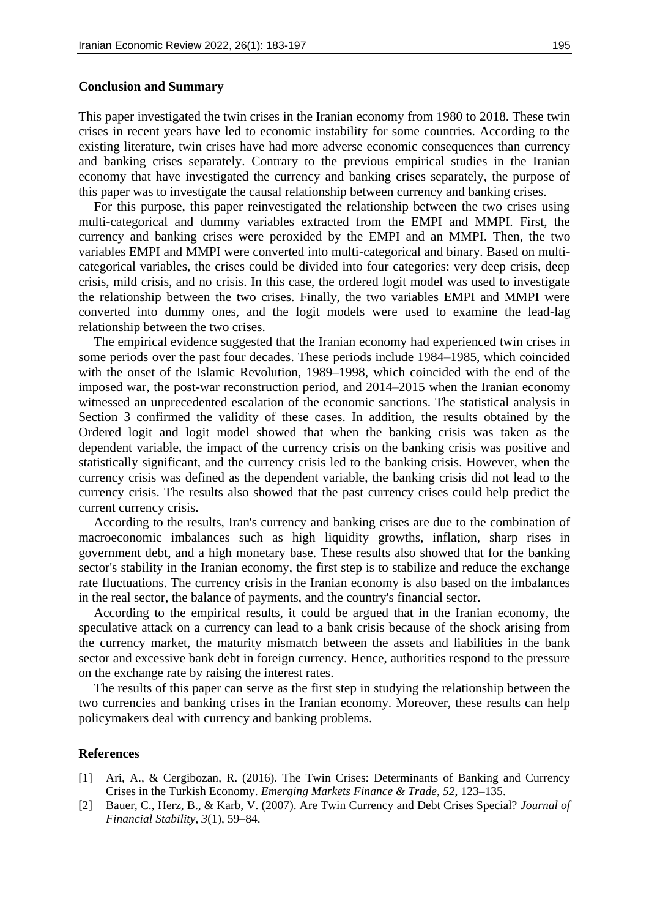## Conclusion and Summary

This paper investigated the twin crises in the Iranian economy from 1980 to 2018. These twin crises in recent years have led to economic instability for some countries. According to the existing literature, twin crises have had more adverse economic consequences than currency and banking crises separately. Contrary to the previous empirical studies in the Iranian economy that have investigated the currency and banking crises separately, the purpose of this paper was to investigate the causal relationship between currency and banking crises.

For this purpose, this paper reinvestigated the relationship between the two crises using multi-categorical and dummy variables extracted from the EMPI and MMPI. First, the currency and banking crises were peroxided by the EMPI and an MMPI. Then, the two variables EMPI and MMPI were converted into multi-categorical and binary. Based on multi-categorical variables, the crises could be divided into four categories: very deep crisis, deep crisis, mild crisis, and no crisis. In this case, the ordered logit model was used to investigate the relationship between the two crises. Finally, the two variables EMPI and MMPI were converted into dummy ones, and the logit models were used to examine the lead-lag relationship between the two crises.

The empirical evidence suggested that the Iranian economy had experienced twin crises in some periods over the past four decades. These periods include 1984–1985, which coincided with the onset of the Islamic Revolution, 1989–1998, which coincided with the end of the imposed war, the post-war reconstruction period, and 2014–2015 when the Iranian economy witnessed an unprecedented escalation of the economic sanctions. The statistical analysis in Section 3 confirmed the validity of these cases. In addition, the results obtained by the Ordered logit and logit model showed that when the banking crisis was taken as the dependent variable, the impact of the currency crisis on the banking crisis was positive and statistically significant, and the currency crisis led to the banking crisis. However, when the currency crisis was defined as the dependent variable, the banking crisis did not lead to the currency crisis. The results also showed that the past currency crises could help predict the current currency crisis.

According to the results, Iran's currency and banking crises are due to the combination of macroeconomic imbalances such as high liquidity growths, inflation, sharp rises in government debt, and a high monetary base. These results also showed that for the banking sector's stability in the Iranian economy, the first step is to stabilize and reduce the exchange rate fluctuations. The currency crisis in the Iranian economy is also based on the imbalances in the real sector, the balance of payments, and the country's financial sector.

According to the empirical results, it could be argued that in the Iranian economy, the speculative attack on a currency can lead to a bank crisis because of the shock arising from the currency market, the maturity mismatch between the assets and liabilities in the bank sector and excessive bank debt in foreign currency. Hence, authorities respond to the pressure on the exchange rate by raising the interest rates.

The results of this paper can serve as the first step in studying the relationship between the two currencies and banking crises in the Iranian economy. Moreover, these results can help policymakers deal with currency and banking problems.

## References

[1] Ari, A., & Cergibozan, R. (2016). The Twin Crises: Determinants of Banking and Currency Crises in the Turkish Economy. *Emerging Markets Finance & Trade*, *52*, 123–135.

[2] Bauer, C., Herz, B., & Karb, V. (2007). Are Twin Currency and Debt Crises Special? *Journal of Financial Stability*, *3*(1), 59–84.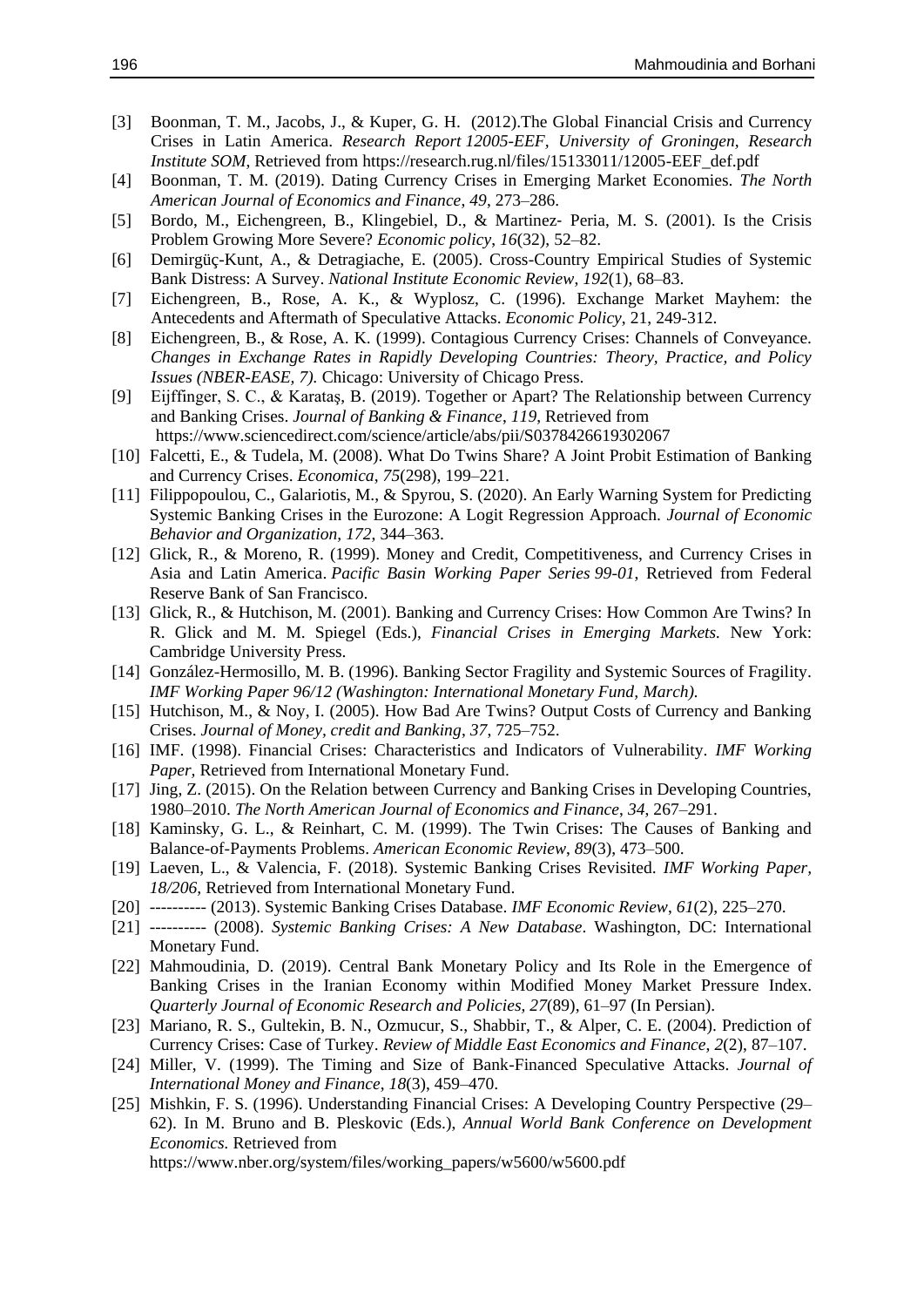[3] Boonman, T. M., Jacobs, J., & Kuper, G. H. (2012).The Global Financial Crisis and Currency Crises in Latin America. *Research Report 12005-EEF, University of Groningen, Research Institute SOM*, Retrieved from https://research.rug.nl/files/15133011/12005-EEF_def.pdf

[4] Boonman, T. M. (2019). Dating Currency Crises in Emerging Market Economies. *The North American Journal of Economics and Finance*, *49*, 273–286.

[5] Bordo, M., Eichengreen, B., Klingebiel, D., & Martinez‐ Peria, M. S. (2001). Is the Crisis Problem Growing More Severe? *Economic policy*, *16*(32), 52–82.

[6] Demirgüç-Kunt, A., & Detragiache, E. (2005). Cross-Country Empirical Studies of Systemic Bank Distress: A Survey. *National Institute Economic Review*, *192*(1), 68–83.

[7] Eichengreen, B., Rose, A. K., & Wyplosz, C. (1996). Exchange Market Mayhem: the Antecedents and Aftermath of Speculative Attacks. *Economic Policy*, 21, 249-312.

[8] Eichengreen, B., & Rose, A. K. (1999). Contagious Currency Crises: Channels of Conveyance. *Changes in Exchange Rates in Rapidly Developing Countries: Theory, Practice, and Policy Issues (NBER-EASE, 7).* Chicago: University of Chicago Press.

[9] Eijffinger, S. C., & Karataş, B. (2019). Together or Apart? The Relationship between Currency and Banking Crises. *Journal of Banking & Finance*, *119*, Retrieved from https://www.sciencedirect.com/science/article/abs/pii/S0378426619302067

[10] Falcetti, E., & Tudela, M. (2008). What Do Twins Share? A Joint Probit Estimation of Banking and Currency Crises. *Economica*, *75*(298), 199–221.

[11] Filippopoulou, C., Galariotis, M., & Spyrou, S. (2020). An Early Warning System for Predicting Systemic Banking Crises in the Eurozone: A Logit Regression Approach. *Journal of Economic Behavior and Organization*, *172*, 344–363.

[12] Glick, R., & Moreno, R. (1999). Money and Credit, Competitiveness, and Currency Crises in Asia and Latin America. *Pacific Basin Working Paper Series 99-01*, Retrieved from Federal Reserve Bank of San Francisco.

[13] Glick, R., & Hutchison, M. (2001). Banking and Currency Crises: How Common Are Twins? In R. Glick and M. M. Spiegel (Eds.), *Financial Crises in Emerging Markets.* New York: Cambridge University Press.

[14] González-Hermosillo, M. B. (1996). Banking Sector Fragility and Systemic Sources of Fragility. *IMF Working Paper 96/12 (Washington: International Monetary Fund, March).*

[15] Hutchison, M., & Noy, I. (2005). How Bad Are Twins? Output Costs of Currency and Banking Crises. *Journal of Money, credit and Banking*, *37*, 725–752.

[16] IMF. (1998). Financial Crises: Characteristics and Indicators of Vulnerability. *IMF Working Paper*, Retrieved from International Monetary Fund.

[17] Jing, Z. (2015). On the Relation between Currency and Banking Crises in Developing Countries, 1980–2010. *The North American Journal of Economics and Finance*, *34*, 267–291.

[18] Kaminsky, G. L., & Reinhart, C. M. (1999). The Twin Crises: The Causes of Banking and Balance-of-Payments Problems. *American Economic Review*, *89*(3), 473–500.

[19] Laeven, L., & Valencia, F. (2018). Systemic Banking Crises Revisited. *IMF Working Paper*, *18/206*, Retrieved from International Monetary Fund.

[20] ---------- (2013). Systemic Banking Crises Database. *IMF Economic Review*, *61*(2), 225–270.

[21] ---------- (2008). *Systemic Banking Crises: A New Database*. Washington, DC: International Monetary Fund.

[22] Mahmoudinia, D. (2019). Central Bank Monetary Policy and Its Role in the Emergence of Banking Crises in the Iranian Economy within Modified Money Market Pressure Index. *Quarterly Journal of Economic Research and Policies*, *27*(89), 61–97 (In Persian).

[23] Mariano, R. S., Gultekin, B. N., Ozmucur, S., Shabbir, T., & Alper, C. E. (2004). Prediction of Currency Crises: Case of Turkey. *Review of Middle East Economics and Finance*, *2*(2), 87–107.

[24] Miller, V. (1999). The Timing and Size of Bank-Financed Speculative Attacks. *Journal of International Money and Finance*, *18*(3), 459–470.

[25] Mishkin, F. S. (1996). Understanding Financial Crises: A Developing Country Perspective (29–62). In M. Bruno and B. Pleskovic (Eds.), *Annual World Bank Conference on Development Economics.* Retrieved from https://www.nber.org/system/files/working_papers/w5600/w5600.pdf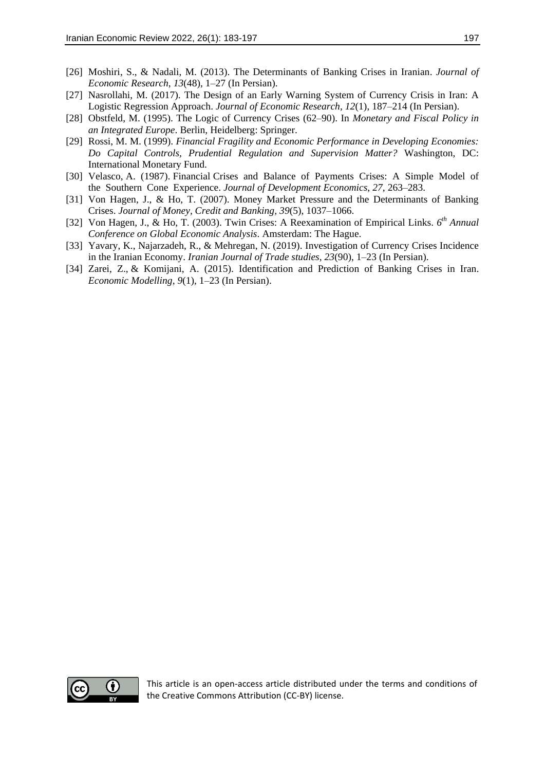[26] Moshiri, S., & Nadali, M. (2013). The Determinants of Banking Crises in Iranian. *Journal of Economic Research*, *13*(48), 1–27 (In Persian).

[27] Nasrollahi, M. (2017). The Design of an Early Warning System of Currency Crisis in Iran: A Logistic Regression Approach. *Journal of Economic Research*, *12*(1), 187–214 (In Persian).

[28] Obstfeld, M. (1995). The Logic of Currency Crises (62–90). In *Monetary and Fiscal Policy in an Integrated Europe*. Berlin, Heidelberg: Springer.

[29] Rossi, M. M. (1999). *Financial Fragility and Economic Performance in Developing Economies: Do Capital Controls, Prudential Regulation and Supervision Matter?* Washington, DC: International Monetary Fund.

[30] Velasco, A. (1987). Financial Crises and Balance of Payments Crises: A Simple Model of the Southern Cone Experience. *Journal of Development Economics*, *27*, 263–283.

[31] Von Hagen, J., & Ho, T. (2007). Money Market Pressure and the Determinants of Banking Crises. *Journal of Money, Credit and Banking, 39*(5), 1037–1066.

[32] Von Hagen, J., & Ho, T. (2003). Twin Crises: A Reexamination of Empirical Links. *6th Annual Conference on Global Economic Analysis*. Amsterdam: The Hague.

[33] Yavary, K., Najarzadeh, R., & Mehregan, N. (2019). Investigation of Currency Crises Incidence in the Iranian Economy. *Iranian Journal of Trade studies, 23*(90), 1–23 (In Persian).

[34] Zarei, Z., & Komijani, A. (2015). Identification and Prediction of Banking Crises in Iran. *Economic Modelling*, *9*(1), 1–23 (In Persian).

This article is an open-access article distributed under the terms and conditions of the Creative Commons Attribution (CC-BY) license.